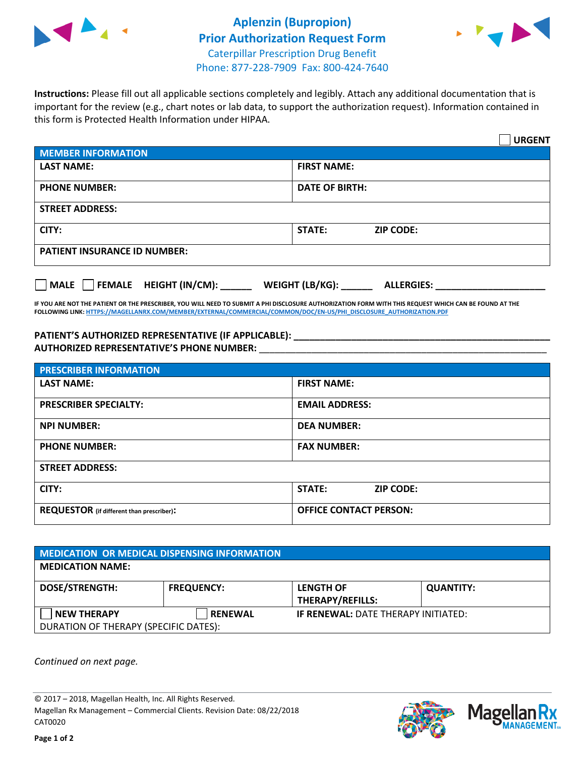# Aplenzin (Bupropion) Prior Authorization Request Form

Caterpillar Prescription Drug Benefit
Phone: 877-228-7909 Fax: 800-424-7640

**Instructions:** Please fill out all applicable sections completely and legibly. Attach any additional documentation that is important for the review (e.g., chart notes or lab data, to support the authorization request). Information contained in this form is Protected Health Information under HIPAA.

☐ **URGENT**

| **MEMBER INFORMATION** | |
|---|---|
| **LAST NAME:** | **FIRST NAME:** |
| **PHONE NUMBER:** | **DATE OF BIRTH:** |
| **STREET ADDRESS:** | |
| **CITY:** | **STATE:** **ZIP CODE:** |
| **PATIENT INSURANCE ID NUMBER:** | |

☐ **MALE** ☐ **FEMALE** **HEIGHT (IN/CM):** ______ **WEIGHT (LB/KG):** ______ **ALLERGIES:** ____________________

**IF YOU ARE NOT THE PATIENT OR THE PRESCRIBER, YOU WILL NEED TO SUBMIT A PHI DISCLOSURE AUTHORIZATION FORM WITH THIS REQUEST WHICH CAN BE FOUND AT THE FOLLOWING LINK: HTTPS://MAGELLANRX.COM/MEMBER/EXTERNAL/COMMERCIAL/COMMON/DOC/EN-US/PHI_DISCLOSURE_AUTHORIZATION.PDF**

**PATIENT'S AUTHORIZED REPRESENTATIVE (IF APPLICABLE):** ____________________________________________

**AUTHORIZED REPRESENTATIVE'S PHONE NUMBER:** ____________________________________________

| **PRESCRIBER INFORMATION** | |
|---|---|
| **LAST NAME:** | **FIRST NAME:** |
| **PRESCRIBER SPECIALTY:** | **EMAIL ADDRESS:** |
| **NPI NUMBER:** | **DEA NUMBER:** |
| **PHONE NUMBER:** | **FAX NUMBER:** |
| **STREET ADDRESS:** | |
| **CITY:** | **STATE:** **ZIP CODE:** |
| **REQUESTOR** (if different than prescriber)**:** | **OFFICE CONTACT PERSON:** |

| **MEDICATION OR MEDICAL DISPENSING INFORMATION** | | | |
|---|---|---|---|
| **MEDICATION NAME:** | | | |
| **DOSE/STRENGTH:** | **FREQUENCY:** | **LENGTH OF THERAPY/REFILLS:** | **QUANTITY:** |
| ☐ **NEW THERAPY** | ☐ **RENEWAL** | **IF RENEWAL:** DATE THERAPY INITIATED: | |
| DURATION OF THERAPY (SPECIFIC DATES): | | | |

*Continued on next page.*

© 2017 – 2018, Magellan Health, Inc. All Rights Reserved.
Magellan Rx Management – Commercial Clients. Revision Date: 08/22/2018
CAT0020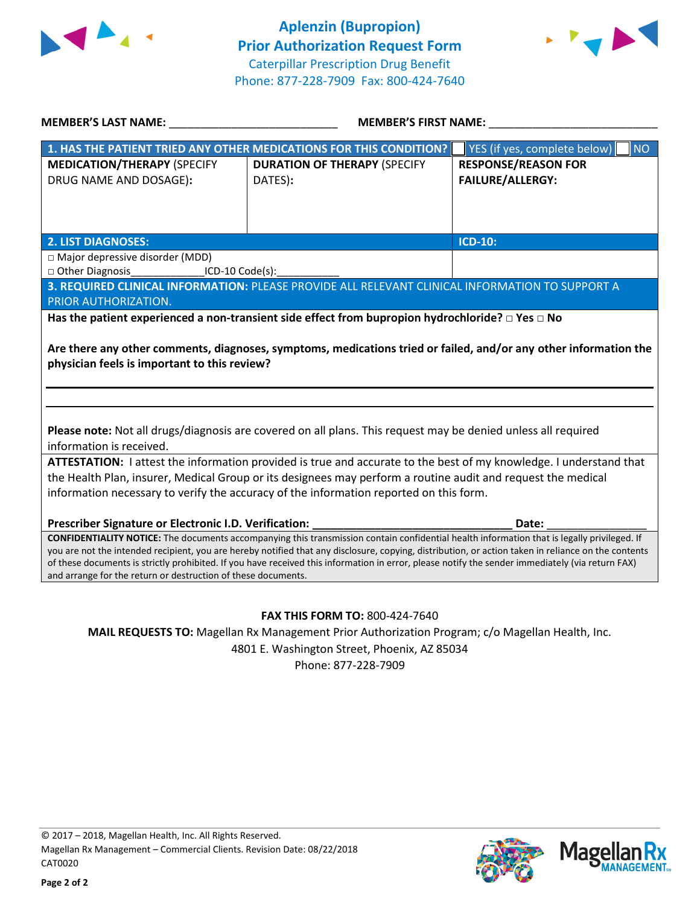# Aplenzin (Bupropion)
# Prior Authorization Request Form

Caterpillar Prescription Drug Benefit
Phone: 877-228-7909 Fax: 800-424-7640

**MEMBER'S LAST NAME:** ___________________________ **MEMBER'S FIRST NAME:** ___________________________

| **1. HAS THE PATIENT TRIED ANY OTHER MEDICATIONS FOR THIS CONDITION?** | | ☐ YES (if yes, complete below) ☐ NO |
|---|---|---|
| **MEDICATION/THERAPY** (SPECIFY DRUG NAME AND DOSAGE): | **DURATION OF THERAPY** (SPECIFY DATES): | **RESPONSE/REASON FOR FAILURE/ALLERGY:** |
| | | |

| **2. LIST DIAGNOSES:** | **ICD-10:** |
|---|---|
| □ Major depressive disorder (MDD)<br>□ Other Diagnosis_____________ICD-10 Code(s):___________ | |

**3. REQUIRED CLINICAL INFORMATION:** PLEASE PROVIDE ALL RELEVANT CLINICAL INFORMATION TO SUPPORT A PRIOR AUTHORIZATION.

**Has the patient experienced a non-transient side effect from bupropion hydrochloride? □ Yes □ No**

**Are there any other comments, diagnoses, symptoms, medications tried or failed, and/or any other information the physician feels is important to this review?**

_______________________________________________________________________________

_______________________________________________________________________________

**Please note:** Not all drugs/diagnosis are covered on all plans. This request may be denied unless all required information is received.

**ATTESTATION:** I attest the information provided is true and accurate to the best of my knowledge. I understand that the Health Plan, insurer, Medical Group or its designees may perform a routine audit and request the medical information necessary to verify the accuracy of the information reported on this form.

**Prescriber Signature or Electronic I.D. Verification:** ________________________________ **Date:** ________________

**CONFIDENTIALITY NOTICE:** The documents accompanying this transmission contain confidential health information that is legally privileged. If you are not the intended recipient, you are hereby notified that any disclosure, copying, distribution, or action taken in reliance on the contents of these documents is strictly prohibited. If you have received this information in error, please notify the sender immediately (via return FAX) and arrange for the return or destruction of these documents.

**FAX THIS FORM TO:** 800-424-7640

**MAIL REQUESTS TO:** Magellan Rx Management Prior Authorization Program; c/o Magellan Health, Inc.
4801 E. Washington Street, Phoenix, AZ 85034
Phone: 877-228-7909

© 2017 – 2018, Magellan Health, Inc. All Rights Reserved.
Magellan Rx Management – Commercial Clients. Revision Date: 08/22/2018
CAT0020